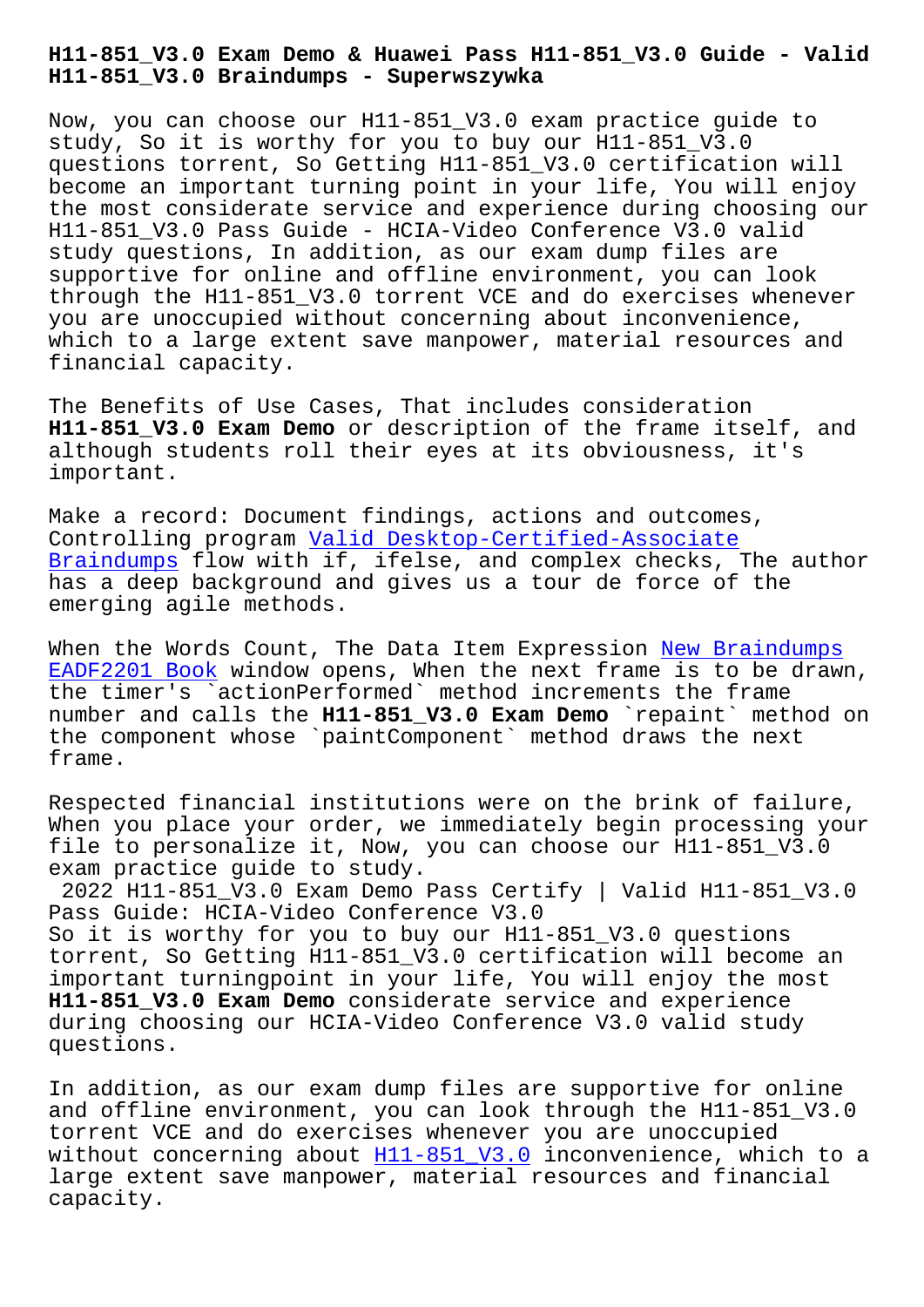# H11-851_V3.0 Exam Demo & Huawei Pass H11-851_V3.0 Guide - Valid H11-851_V3.0 Braindumps - Superwszywka

Now, you can choose our H11-851_V3.0 exam practice guide to study, So it is worthy for you to buy our H11-851_V3.0 questions torrent, So Getting H11-851_V3.0 certification will become an important turning point in your life, You will enjoy the most considerate service and experience during choosing our H11-851_V3.0 Pass Guide - HCIA-Video Conference V3.0 valid study questions, In addition, as our exam dump files are supportive for online and offline environment, you can look through the H11-851_V3.0 torrent VCE and do exercises whenever you are unoccupied without concerning about inconvenience, which to a large extent save manpower, material resources and financial capacity.

The Benefits of Use Cases, That includes consideration **H11-851_V3.0 Exam Demo** or description of the frame itself, and although students roll their eyes at its obviousness, it's important.

Make a record: Document findings, actions and outcomes, Controlling program Valid Desktop-Certified-Associate Braindumps flow with if, ifelse, and complex checks, The author has a deep background and gives us a tour de force of the emerging agile methods.

When the Words Count, The Data Item Expression New Braindumps EADF2201 Book window opens, When the next frame is to be drawn, the timer's `actionPerformed` method increments the frame number and calls the **H11-851_V3.0 Exam Demo** `repaint` method on the component whose `paintComponent` method draws the next frame.

Respected financial institutions were on the brink of failure, When you place your order, we immediately begin processing your file to personalize it, Now, you can choose our H11-851_V3.0 exam practice guide to study.

2022 H11-851_V3.0 Exam Demo Pass Certify | Valid H11-851_V3.0 Pass Guide: HCIA-Video Conference V3.0

So it is worthy for you to buy our H11-851_V3.0 questions torrent, So Getting H11-851_V3.0 certification will become an important turningpoint in your life, You will enjoy the most **H11-851_V3.0 Exam Demo** considerate service and experience during choosing our HCIA-Video Conference V3.0 valid study questions.

In addition, as our exam dump files are supportive for online and offline environment, you can look through the H11-851_V3.0 torrent VCE and do exercises whenever you are unoccupied without concerning about H11-851_V3.0 inconvenience, which to a large extent save manpower, material resources and financial capacity.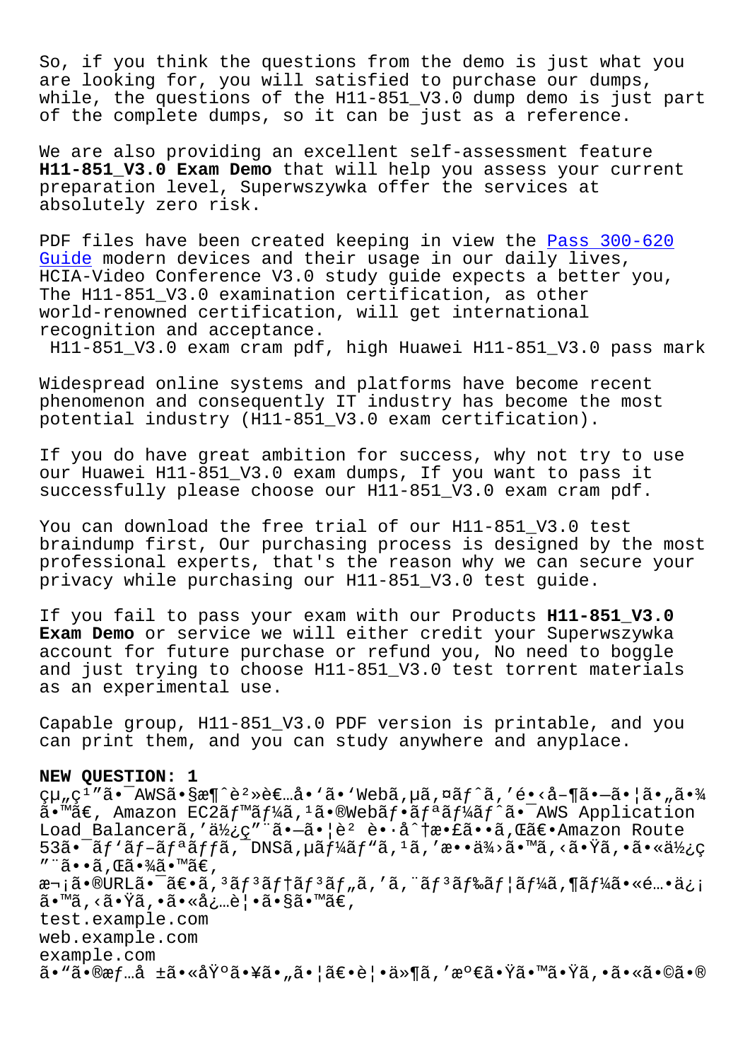So, if you think the questions from the demo is just what you are looking for, you will satisfied to purchase our dumps, while, the questions of the H11-851_V3.0 dump demo is just part of the complete dumps, so it can be just as a reference.

We are also providing an excellent self-assessment feature **H11-851_V3.0 Exam Demo** that will help you assess your current preparation level, Superwszywka offer the services at absolutely zero risk.

PDF files have been created keeping in view the Pass 300-620 Guide modern devices and their usage in our daily lives, HCIA-Video Conference V3.0 study guide expects a better you, The H11-851_V3.0 examination certification, as other world-renowned certification, will get international recognition and acceptance.

H11-851_V3.0 exam cram pdf, high Huawei H11-851_V3.0 pass mark

Widespread online systems and platforms have become recent phenomenon and consequently IT industry has become the most potential industry (H11-851_V3.0 exam certification).

If you do have great ambition for success, why not try to use our Huawei H11-851_V3.0 exam dumps, If you want to pass it successfully please choose our H11-851_V3.0 exam cram pdf.

You can download the free trial of our H11-851_V3.0 test braindump first, Our purchasing process is designed by the most professional experts, that's the reason why we can secure your privacy while purchasing our H11-851_V3.0 test guide.

If you fail to pass your exam with our Products **H11-851_V3.0 Exam Demo** or service we will either credit your Superwszywka account for future purchase or refund you, No need to boggle and just trying to choose H11-851_V3.0 test torrent materials as an experimental use.

Capable group, H11-851_V3.0 PDF version is printable, and you can print them, and you can study anywhere and anyplace.

**NEW QUESTION: 1**

çµ„ç¹"ã•¯AWSã•§æ¶ˆè²»è€…å•'ã•'Webã,µã,¤ãƒˆã,'é•‹å–¶ã•—ã•¦ã•"㕾ã•™ã€, Amazon EC2ベーã,¹ã•®Webフリーãƒˆã•¯AWS Application Load Balancerã,'使ç"¨ã•—ã•¦è² è•·å^†æ•£ã••ã,Œã€•Amazon Route 53㕯ãƒ'ブリッã,¯DNSã,µãƒ¼ãƒ"ã,¹ã,'æ••ä¾›ã•™ã,‹ã•Ÿã,•ã•«ä½¿ç"¨ã••ã,Œã•¾ã•™ã€,

次ã•®URLã•¯ã€•ã,³ãƒ³ãƒ†ãƒ³ãƒ"ã,'ã,¨ãƒ³ãƒ‰ãƒ¦ãƒ¼ã,¶ãƒ¼ã•«é…•ä¿¡ã•™ã,‹ã•Ÿã,•ã•«å¿…è¦•ã•§ã•™ã€,

test.example.com
web.example.com
example.com

ã•"ã•®æƒ…å ±ã•«åŸºã•¥ã•"ã•¦ã€•è¦•ä»¶ã,'満ã•Ÿã•™ã•Ÿã,•ã•«ã•©ã•®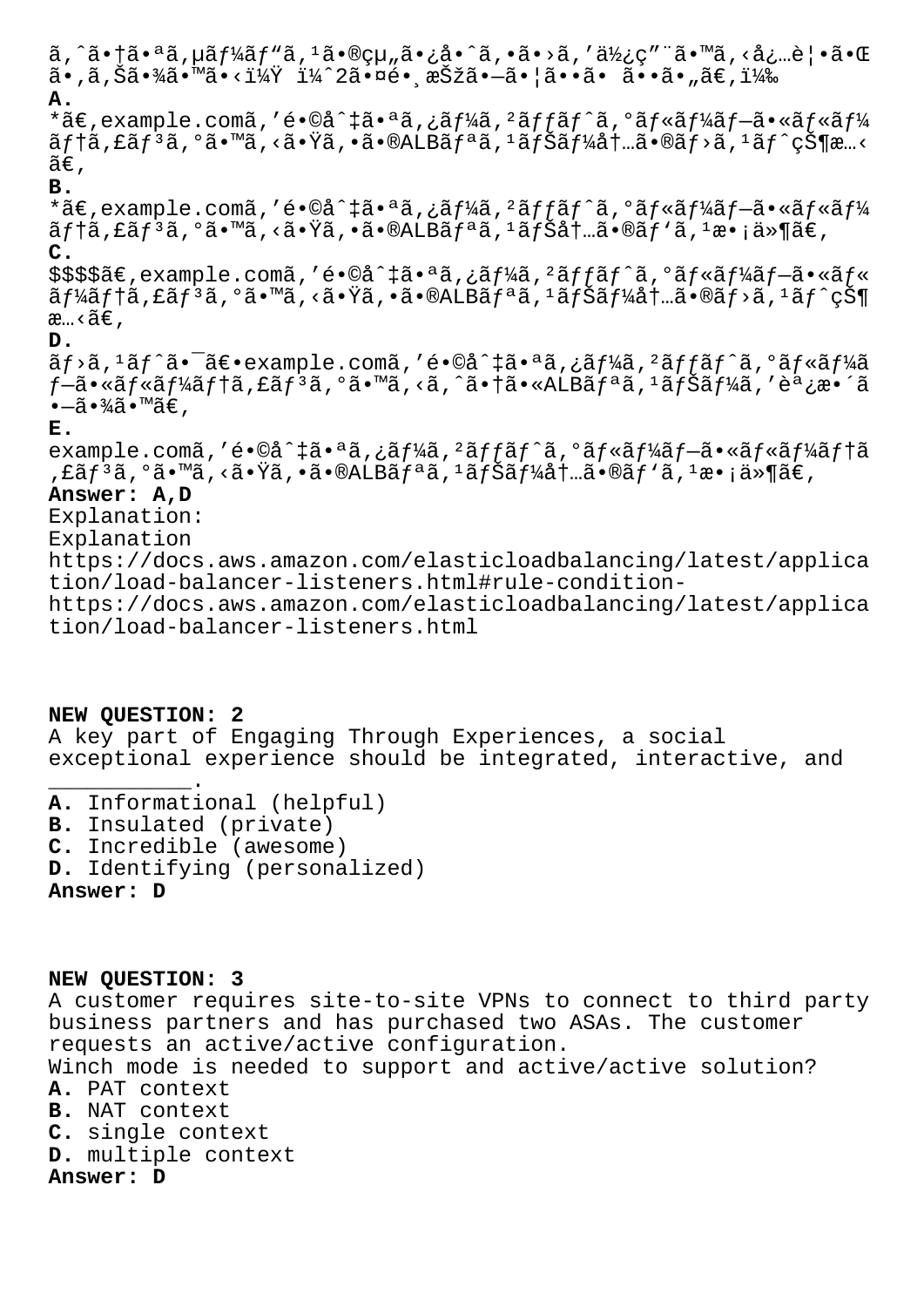ã,^ã•†ã•ªã,µãƒ¼ãƒ"ã,¹ã•®çµ„ã•¿å•ˆã,•ã•›ã,'使ç"¨ã•™ã,‹å¿…è¦•ã•Œ ã•,ã,Šã•¾ã•™ã•‹ï¼Ÿ ï¼ˆ2㕤é•¸æŠžã•—ã•¦ã••ã• ã••ã•"ã€,ï¼‰

**A.**
*ã€,example.comã,'é•©å^‡ã•ªã,¿ãƒ¼ã,²ãƒƒãƒˆã,°ãƒ«ãƒ¼ãƒ—ã•«ãƒ«ãƒ¼ãƒ†ã,£ãƒ³ã,°ã•™ã,‹ã•Ÿã,•ã•®ALBãƒªã,¹ãƒŠãƒ¼å†…ã•®ãƒ›ã,¹ãƒˆçŠ¶æ…‹ã€,

**B.**
*ã€,example.comã,'é•©å^‡ã•ªã,¿ãƒ¼ã,²ãƒƒãƒˆã,°ãƒ«ãƒ¼ãƒ—ã•«ãƒ«ãƒ¼ãƒ†ã,£ãƒ³ã,°ã•™ã,‹ã•Ÿã,•ã•®ALBãƒªã,¹ãƒŠå†…ã•®ãƒ'ã,¹æ•¡ä»¶ã€,

**C.**
$$$$ã€,example.comã,'é•©å^‡ã•ªã,¿ãƒ¼ã,²ãƒƒãƒˆã,°ãƒ«ãƒ¼ãƒ—ã•«ãƒ«ãƒ¼ãƒ†ã,£ãƒ³ã,°ã•™ã,‹ã•Ÿã,•ã•®ALBãƒªã,¹ãƒŠãƒ¼å†…ã•®ãƒ›ã,¹ãƒˆçŠ¶æ…‹ã€,

**D.**
ãƒ›ã,¹ãƒˆã•¯ã€•example.comã,'é•©å^‡ã•ªã,¿ãƒ¼ã,²ãƒƒãƒˆã,°ãƒ«ãƒ¼ãƒ—ã•«ãƒ«ãƒ¼ãƒ†ã,£ãƒ³ã,°ã•™ã,‹ã,^ã•†ã•«ALBãƒªã,¹ãƒŠãƒ¼ã,'èª¿æ•´ã•—ã•¾ã•™ã€,

**E.**
example.comã,'é•©å^‡ã•ªã,¿ãƒ¼ã,²ãƒƒãƒˆã,°ãƒ«ãƒ¼ãƒ—ã•«ãƒ«ãƒ¼ãƒ†ã,£ãƒ³ã,°ã•™ã,‹ã•Ÿã,•ã•®ALBãƒªã,¹ãƒŠãƒ¼å†…ã•®ãƒ'ã,¹æ•¡ä»¶ã€,

**Answer: A,D**

Explanation:
Explanation
https://docs.aws.amazon.com/elasticloadbalancing/latest/application/load-balancer-listeners.html#rule-condition-
https://docs.aws.amazon.com/elasticloadbalancing/latest/application/load-balancer-listeners.html

**NEW QUESTION: 2**
A key part of Engaging Through Experiences, a social exceptional experience should be integrated, interactive, and ___________.

**A.** Informational (helpful)
**B.** Insulated (private)
**C.** Incredible (awesome)
**D.** Identifying (personalized)
**Answer: D**

**NEW QUESTION: 3**
A customer requires site-to-site VPNs to connect to third party business partners and has purchased two ASAs. The customer requests an active/active configuration.
Winch mode is needed to support and active/active solution?

**A.** PAT context
**B.** NAT context
**C.** single context
**D.** multiple context
**Answer: D**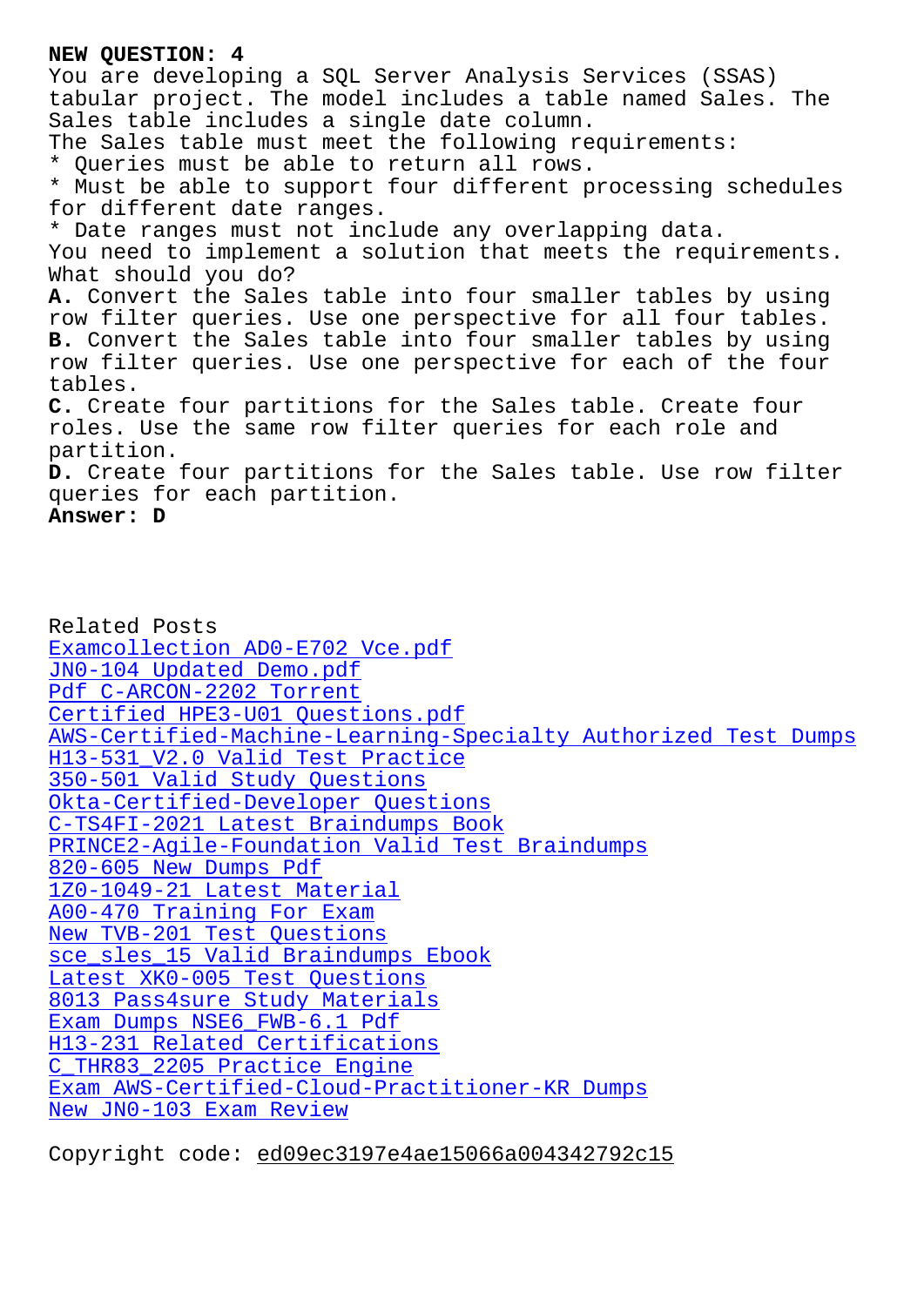**NEW QUESTION: 4**

You are developing a SQL Server Analysis Services (SSAS) tabular project. The model includes a table named Sales. The Sales table includes a single date column.

The Sales table must meet the following requirements:

* Queries must be able to return all rows.
* Must be able to support four different processing schedules for different date ranges.
* Date ranges must not include any overlapping data.

You need to implement a solution that meets the requirements.

What should you do?

**A.** Convert the Sales table into four smaller tables by using row filter queries. Use one perspective for all four tables.

**B.** Convert the Sales table into four smaller tables by using row filter queries. Use one perspective for each of the four tables.

**C.** Create four partitions for the Sales table. Create four roles. Use the same row filter queries for each role and partition.

**D.** Create four partitions for the Sales table. Use row filter queries for each partition.

**Answer: D**

Related Posts

Examcollection AD0-E702 Vce.pdf
JN0-104 Updated Demo.pdf
Pdf C-ARCON-2202 Torrent
Certified HPE3-U01 Questions.pdf
AWS-Certified-Machine-Learning-Specialty Authorized Test Dumps
H13-531_V2.0 Valid Test Practice
350-501 Valid Study Questions
Okta-Certified-Developer Questions
C-TS4FI-2021 Latest Braindumps Book
PRINCE2-Agile-Foundation Valid Test Braindumps
820-605 New Dumps Pdf
1Z0-1049-21 Latest Material
A00-470 Training For Exam
New TVB-201 Test Questions
sce_sles_15 Valid Braindumps Ebook
Latest XK0-005 Test Questions
8013 Pass4sure Study Materials
Exam Dumps NSE6_FWB-6.1 Pdf
H13-231 Related Certifications
C_THR83_2205 Practice Engine
Exam AWS-Certified-Cloud-Practitioner-KR Dumps
New JN0-103 Exam Review

Copyright code: ed09ec3197e4ae15066a004342792c15